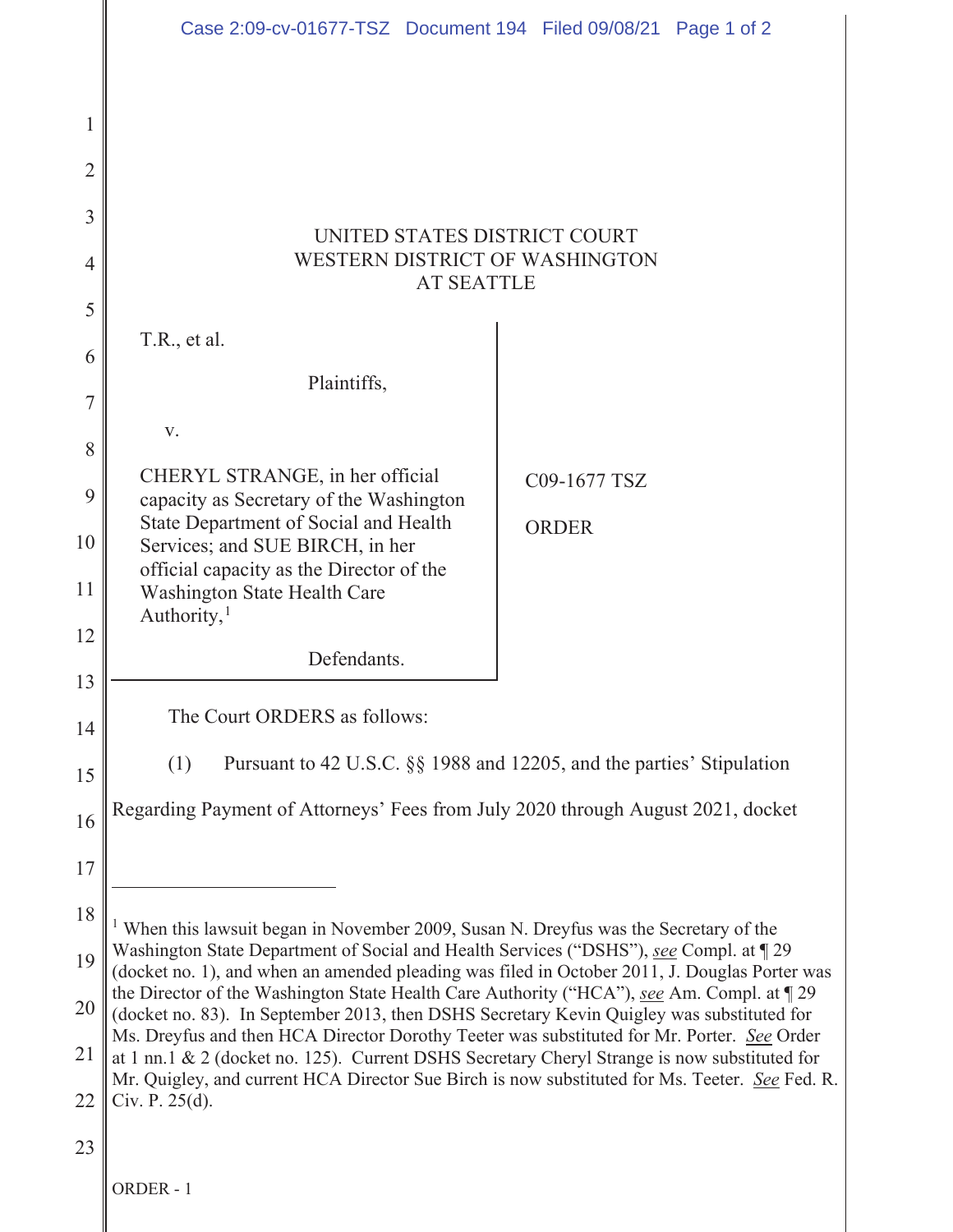UNITED STATES DISTRICT COURT
WESTERN DISTRICT OF WASHINGTON
AT SEATTLE

| | |
|---|---|
| T.R., et al.<br><br>Plaintiffs,<br><br>v.<br><br>CHERYL STRANGE, in her official capacity as Secretary of the Washington State Department of Social and Health Services; and SUE BIRCH, in her official capacity as the Director of the Washington State Health Care Authority,[1]<br><br>Defendants. | C09-1677 TSZ<br><br>ORDER |

The Court ORDERS as follows:

(1) Pursuant to 42 U.S.C. §§ 1988 and 12205, and the parties' Stipulation Regarding Payment of Attorneys' Fees from July 2020 through August 2021, docket

---

[1] When this lawsuit began in November 2009, Susan N. Dreyfus was the Secretary of the Washington State Department of Social and Health Services ("DSHS"), *see* Compl. at ¶ 29 (docket no. 1), and when an amended pleading was filed in October 2011, J. Douglas Porter was the Director of the Washington State Health Care Authority ("HCA"), *see* Am. Compl. at ¶ 29 (docket no. 83). In September 2013, then DSHS Secretary Kevin Quigley was substituted for Ms. Dreyfus and then HCA Director Dorothy Teeter was substituted for Mr. Porter. *See* Order at 1 nn.1 & 2 (docket no. 125). Current DSHS Secretary Cheryl Strange is now substituted for Mr. Quigley, and current HCA Director Sue Birch is now substituted for Ms. Teeter. *See* Fed. R. Civ. P. 25(d).

ORDER - 1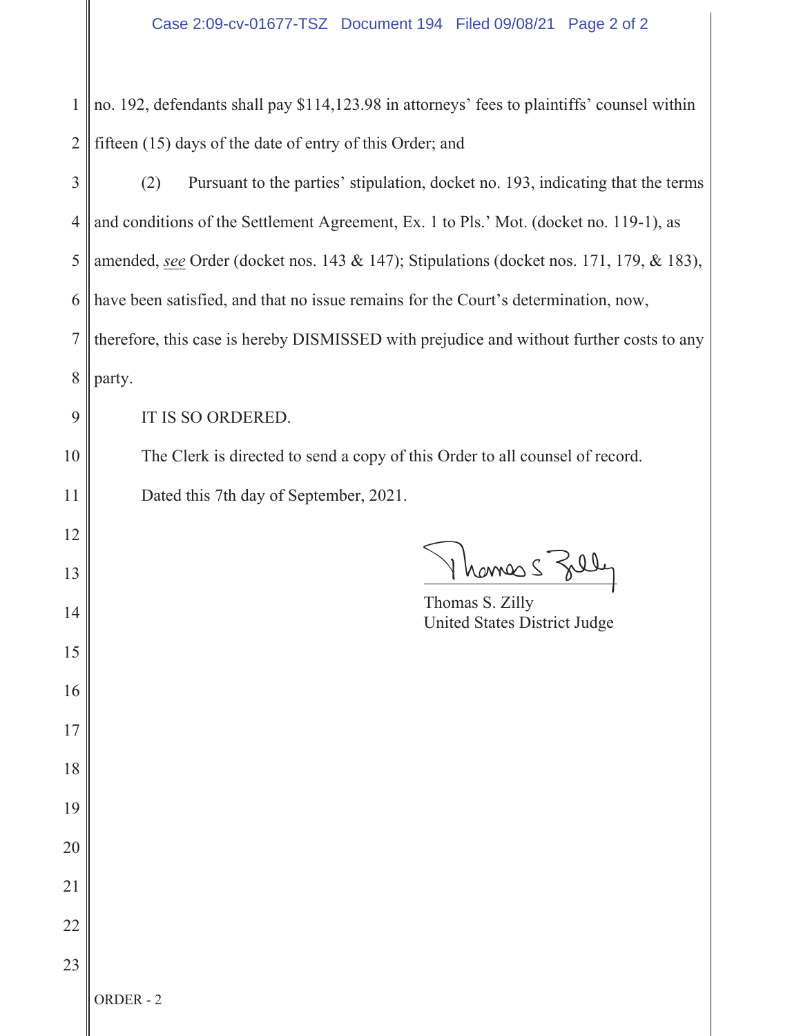no. 192, defendants shall pay $114,123.98 in attorneys' fees to plaintiffs' counsel within fifteen (15) days of the date of entry of this Order; and

(2) Pursuant to the parties' stipulation, docket no. 193, indicating that the terms and conditions of the Settlement Agreement, Ex. 1 to Pls.' Mot. (docket no. 119-1), as amended, *see* Order (docket nos. 143 & 147); Stipulations (docket nos. 171, 179, & 183), have been satisfied, and that no issue remains for the Court's determination, now, therefore, this case is hereby DISMISSED with prejudice and without further costs to any party.

IT IS SO ORDERED.

The Clerk is directed to send a copy of this Order to all counsel of record.

Dated this 7th day of September, 2021.

Thomas S. Zilly
United States District Judge

ORDER - 2